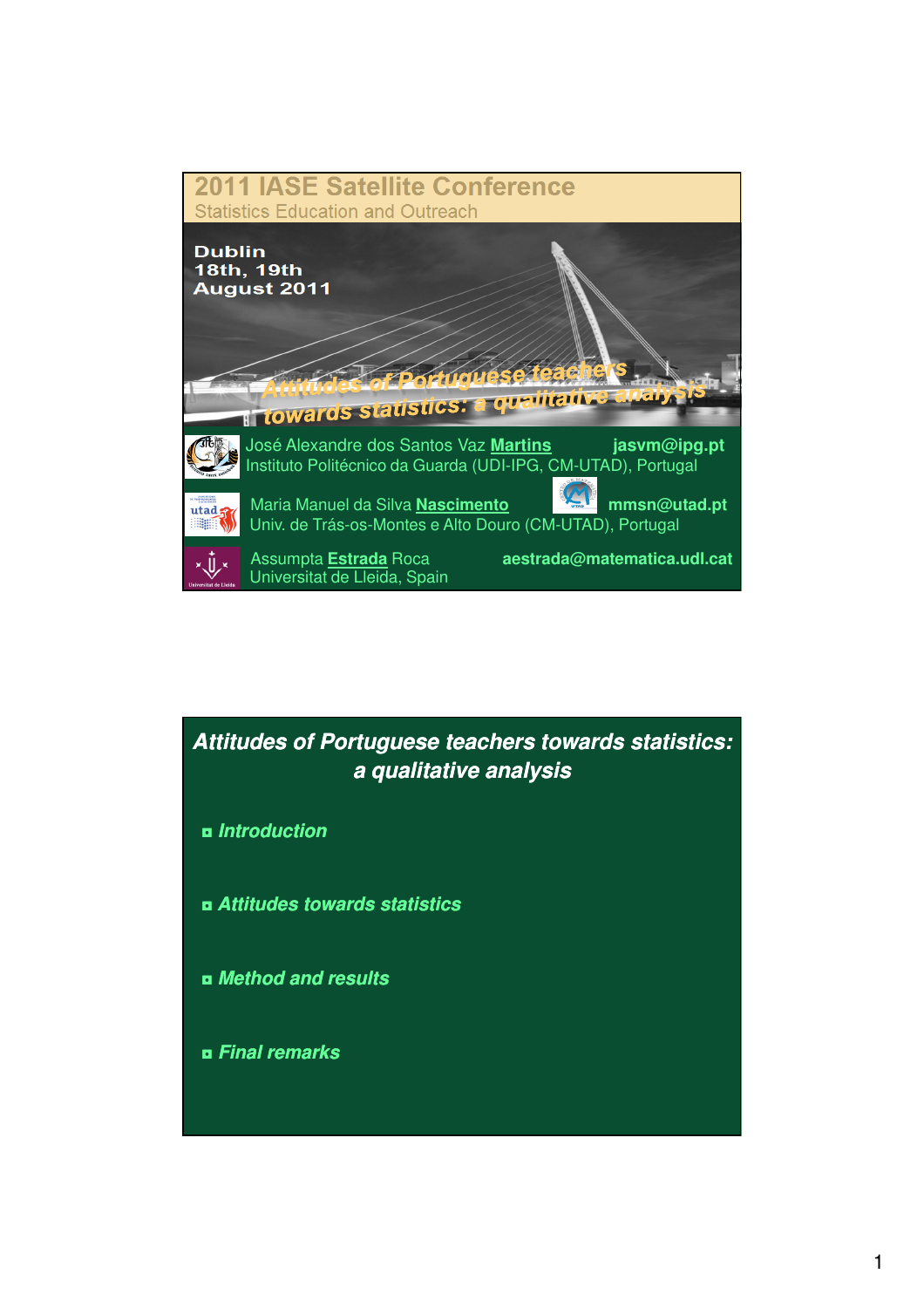# 2011 IASE Satellite Conference

Statistics Education and Outreach

Dublin
18th, 19th
August 2011

## *Attitudes of Portuguese teachers towards statistics: a qualitative analysis*

José Alexandre dos Santos Vaz **Martins** — **jasvm@ipg.pt**
Instituto Politécnico da Guarda (UDI-IPG, CM-UTAD), Portugal

Maria Manuel da Silva **Nascimento** — **mmsn@utad.pt**
Univ. de Trás-os-Montes e Alto Douro (CM-UTAD), Portugal

Assumpta **Estrada** Roca — **aestrada@matematica.udl.cat**
Universitat de Lleida, Spain

---

## *Attitudes of Portuguese teachers towards statistics: a qualitative analysis*

- ***Introduction***
- ***Attitudes towards statistics***
- ***Method and results***
- ***Final remarks***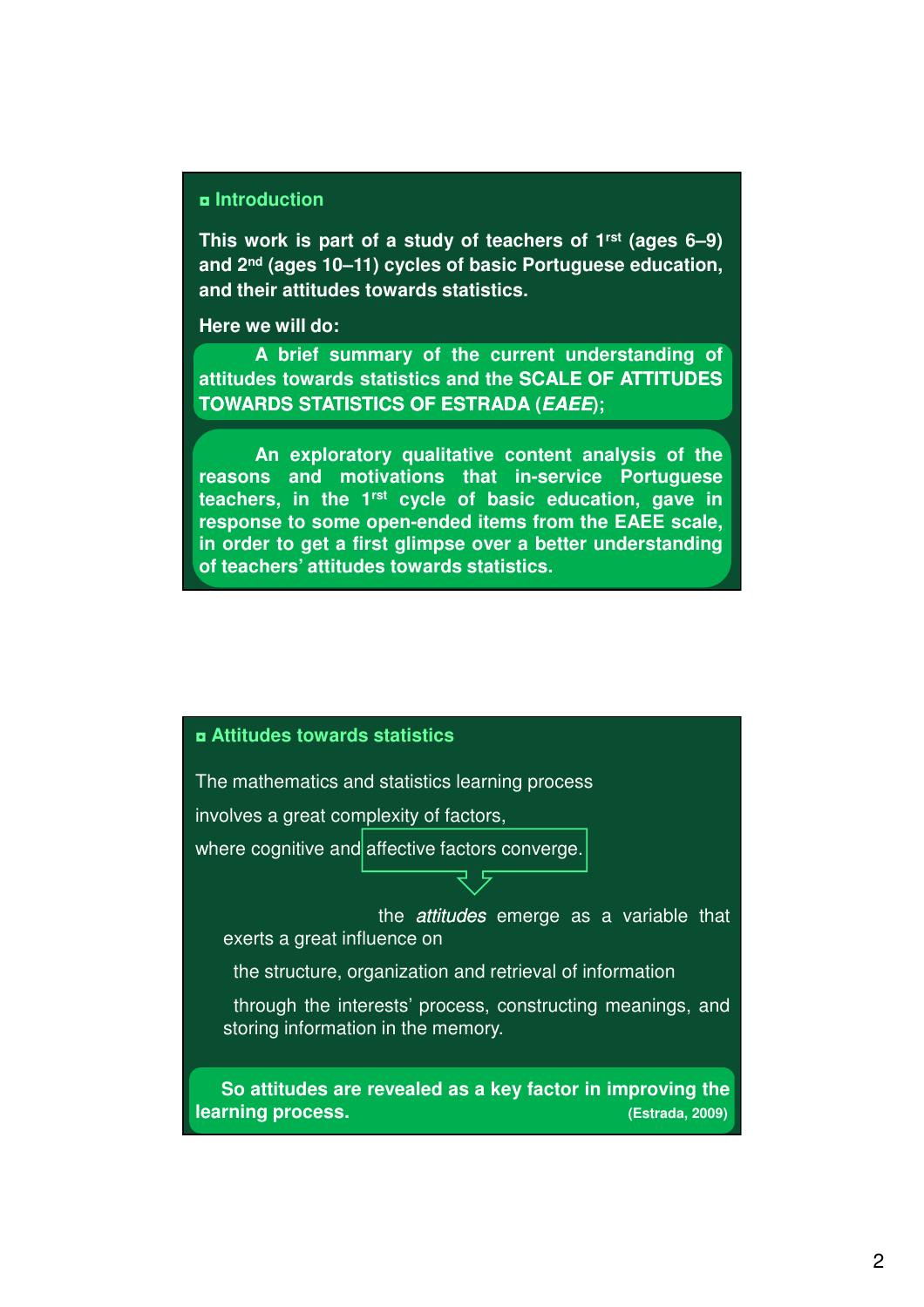## ▫ Introduction

**This work is part of a study of teachers of 1[rst] (ages 6–9) and 2[nd] (ages 10–11) cycles of basic Portuguese education, and their attitudes towards statistics.**

**Here we will do:**

**A brief summary of the current understanding of attitudes towards statistics and the SCALE OF ATTITUDES TOWARDS STATISTICS OF ESTRADA (*EAEE*);**

**An exploratory qualitative content analysis of the reasons and motivations that in-service Portuguese teachers, in the 1[rst] cycle of basic education, gave in response to some open-ended items from the EAEE scale, in order to get a first glimpse over a better understanding of teachers' attitudes towards statistics.**

## ▫ Attitudes towards statistics

The mathematics and statistics learning process involves a great complexity of factors, where cognitive and affective factors converge.

the *attitudes* emerge as a variable that exerts a great influence on

the structure, organization and retrieval of information

through the interests' process, constructing meanings, and storing information in the memory.

**So attitudes are revealed as a key factor in improving the learning process.** **(Estrada, 2009)**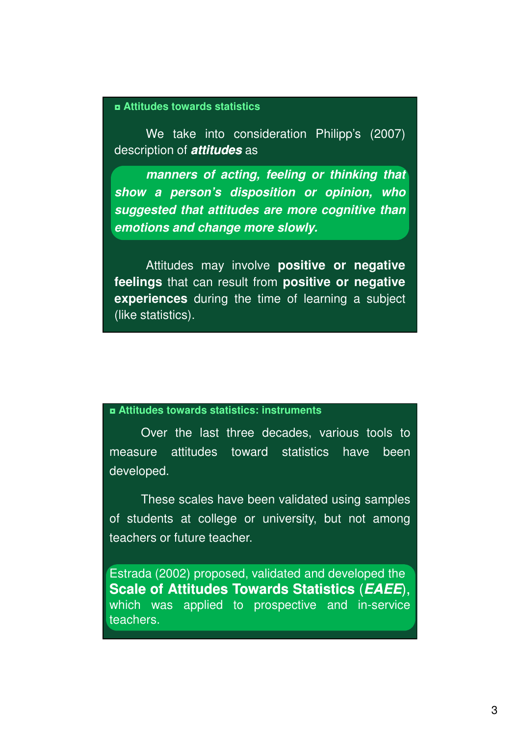## ¤ Attitudes towards statistics

We take into consideration Philipp's (2007) description of ***attitudes*** as

***manners of acting, feeling or thinking that show a person's disposition or opinion, who suggested that attitudes are more cognitive than emotions and change more slowly.***

Attitudes may involve **positive or negative feelings** that can result from **positive or negative experiences** during the time of learning a subject (like statistics).

## ¤ Attitudes towards statistics: instruments

Over the last three decades, various tools to measure attitudes toward statistics have been developed.

These scales have been validated using samples of students at college or university, but not among teachers or future teacher.

Estrada (2002) proposed, validated and developed the **Scale of Attitudes Towards Statistics** (***EAEE***), which was applied to prospective and in-service teachers.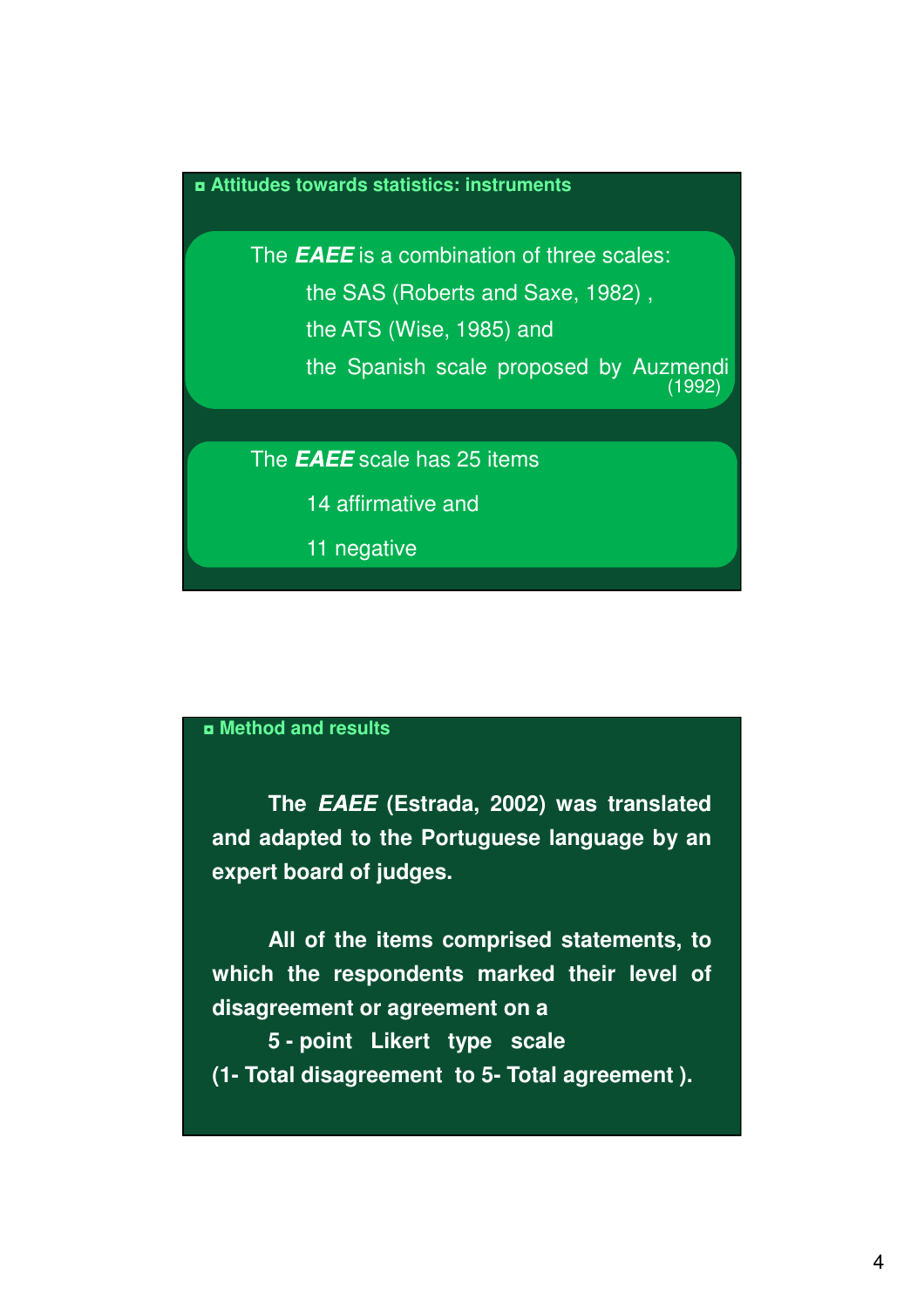## ¤ Attitudes towards statistics: instruments

The ***EAEE*** is a combination of three scales:

- the SAS (Roberts and Saxe, 1982) ,
- the ATS (Wise, 1985) and
- the Spanish scale proposed by Auzmendi (1992)

The ***EAEE*** scale has 25 items

- 14 affirmative and
- 11 negative

## ¤ Method and results

**The *EAEE* (Estrada, 2002) was translated and adapted to the Portuguese language by an expert board of judges.**

**All of the items comprised statements, to which the respondents marked their level of disagreement or agreement on a 5 - point Likert type scale (1- Total disagreement to 5- Total agreement ).**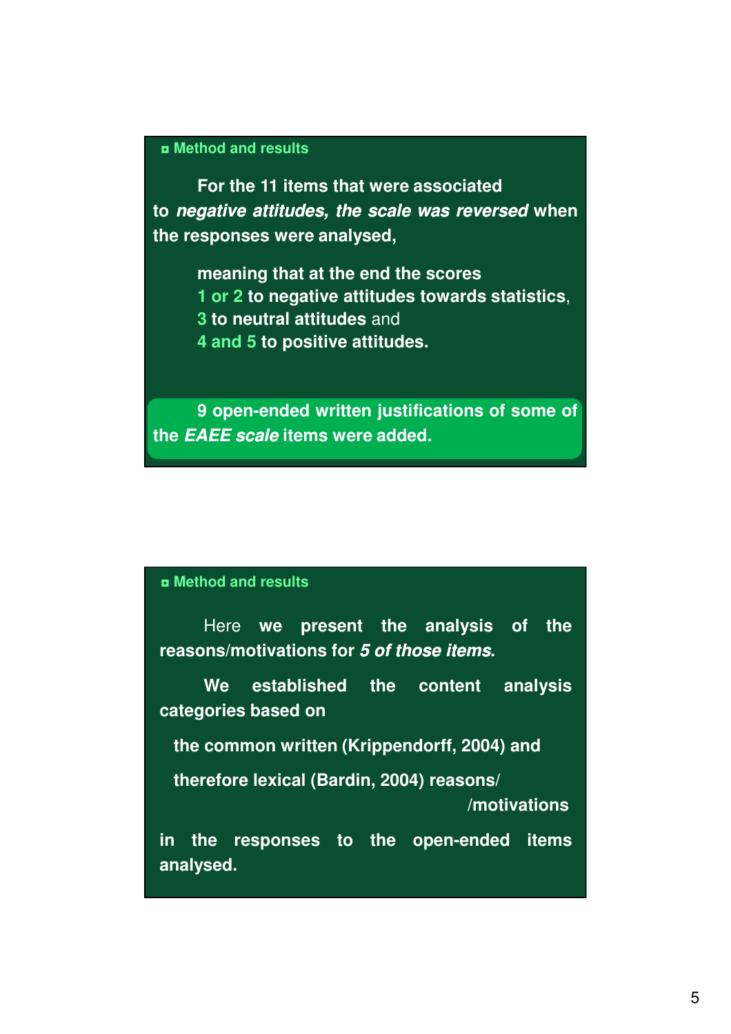## ◘ Method and results

For the 11 items that were associated to ***negative attitudes, the scale was reversed*** when the responses were analysed,

meaning that at the end the scores
1 or 2 to negative attitudes towards statistics,
3 to neutral attitudes and
4 and 5 to positive attitudes.

9 open-ended written justifications of some of the ***EAEE scale*** items were added.

## ◘ Method and results

Here **we present the analysis of the reasons/motivations for *5 of those items*.**

**We established the content analysis categories based on**

**the common written (Krippendorff, 2004) and**

**therefore lexical (Bardin, 2004) reasons/ /motivations**

**in the responses to the open-ended items analysed.**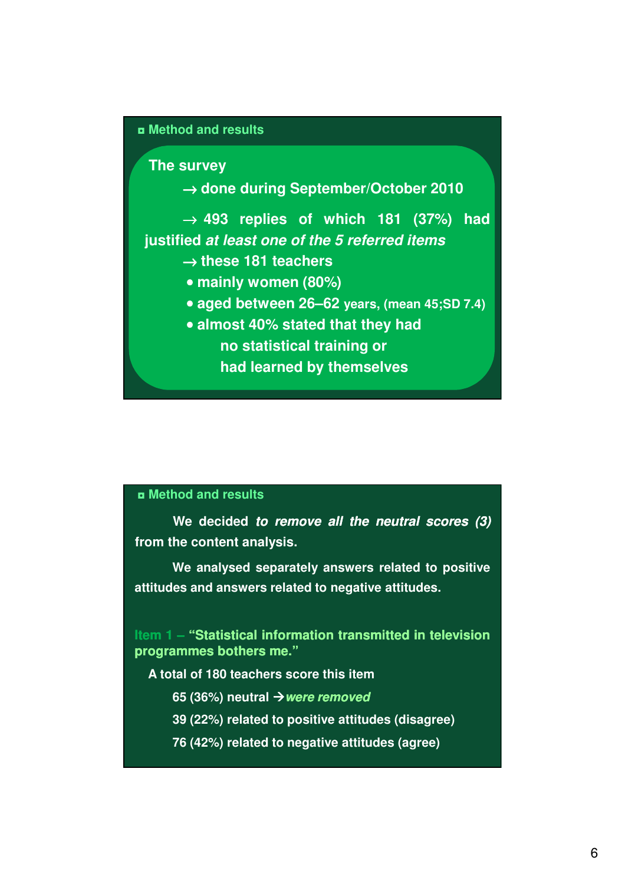## ¤ Method and results

**The survey**

→ **done during September/October 2010**

→ **493 replies of which 181 (37%) had justified *at least one of the 5 referred items***

→ **these 181 teachers**

- **mainly women (80%)**
- **aged between 26–62 years, (mean 45;SD 7.4)**
- **almost 40% stated that they had no statistical training or had learned by themselves**

## ¤ Method and results

**We decided *to remove all the neutral scores (3)* from the content analysis.**

**We analysed separately answers related to positive attitudes and answers related to negative attitudes.**

**Item 1 – "Statistical information transmitted in television programmes bothers me."**

**A total of 180 teachers score this item**

**65 (36%) neutral →*were removed***

**39 (22%) related to positive attitudes (disagree)**

**76 (42%) related to negative attitudes (agree)**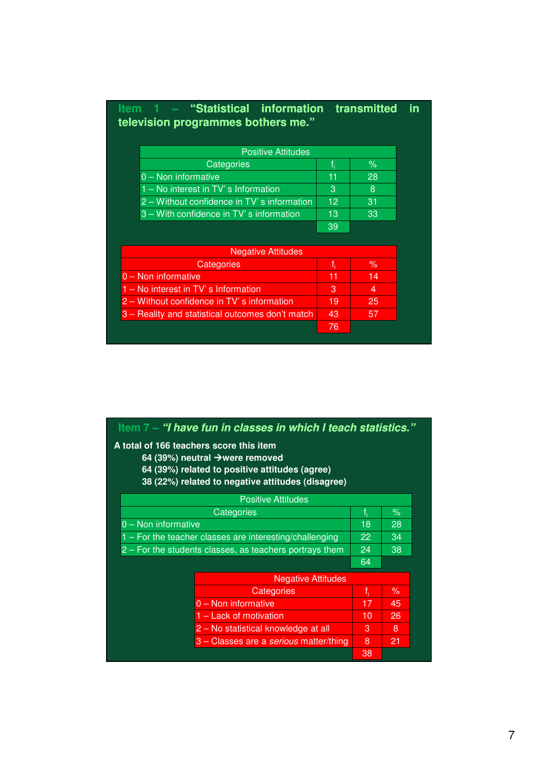## Item 1 – "Statistical information transmitted in television programmes bothers me."

| Positive Attitudes | | |
|---|---|---|
| Categories | $f_i$ | % |
| 0 – Non informative | 11 | 28 |
| 1 – No interest in TV' s Information | 3 | 8 |
| 2 – Without confidence in TV' s information | 12 | 31 |
| 3 – With confidence in TV' s information | 13 | 33 |
| | 39 | |

| Negative Attitudes | | |
|---|---|---|
| Categories | $f_i$ | % |
| 0 – Non informative | 11 | 14 |
| 1 – No interest in TV' s Information | 3 | 4 |
| 2 – Without confidence in TV' s information | 19 | 25 |
| 3 – Reality and statistical outcomes don't match | 43 | 57 |
| | 76 | |

## Item 7 – *"I have fun in classes in which I teach statistics."*

**A total of 166 teachers score this item**

**64 (39%) neutral →were removed**
**64 (39%) related to positive attitudes (agree)**
**38 (22%) related to negative attitudes (disagree)**

| Positive Attitudes | | |
|---|---|---|
| Categories | $f_i$ | % |
| 0 – Non informative | 18 | 28 |
| 1 – For the teacher classes are interesting/challenging | 22 | 34 |
| 2 – For the students classes, as teachers portrays them | 24 | 38 |
| | 64 | |

| Negative Attitudes | | |
|---|---|---|
| Categories | $f_i$ | % |
| 0 – Non informative | 17 | 45 |
| 1 – Lack of motivation | 10 | 26 |
| 2 – No statistical knowledge at all | 3 | 8 |
| 3 – Classes are a *serious* matter/thing | 8 | 21 |
| | 38 | |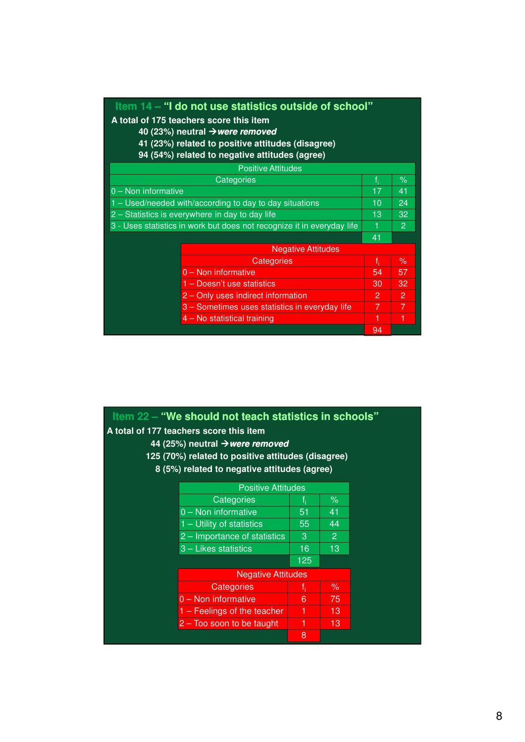## Item 14 – "I do not use statistics outside of school"

**A total of 175 teachers score this item**

**40 (23%) neutral → *were removed***

**41 (23%) related to positive attitudes (disagree)**

**94 (54%) related to negative attitudes (agree)**

| Positive Attitudes | | |
|---|---|---|
| Categories | $f_i$ | % |
| 0 – Non informative | 17 | 41 |
| 1 – Used/needed with/according to day to day situations | 10 | 24 |
| 2 – Statistics is everywhere in day to day life | 13 | 32 |
| 3 - Uses statistics in work but does not recognize it in everyday life | 1 | 2 |
| | 41 | |

| Negative Attitudes | | |
|---|---|---|
| Categories | $f_i$ | % |
| 0 – Non informative | 54 | 57 |
| 1 – Doesn't use statistics | 30 | 32 |
| 2 – Only uses indirect information | 2 | 2 |
| 3 – Sometimes uses statistics in everyday life | 7 | 7 |
| 4 – No statistical training | 1 | 1 |
| | 94 | |

## Item 22 – "We should not teach statistics in schools"

**A total of 177 teachers score this item**

**44 (25%) neutral → *were removed***

**125 (70%) related to positive attitudes (disagree)**

**8 (5%) related to negative attitudes (agree)**

| Positive Attitudes | | |
|---|---|---|
| Categories | $f_i$ | % |
| 0 – Non informative | 51 | 41 |
| 1 – Utility of statistics | 55 | 44 |
| 2 – Importance of statistics | 3 | 2 |
| 3 – Likes statistics | 16 | 13 |
| | 125 | |

| Negative Attitudes | | |
|---|---|---|
| Categories | $f_i$ | % |
| 0 – Non informative | 6 | 75 |
| 1 – Feelings of the teacher | 1 | 13 |
| 2 – Too soon to be taught | 1 | 13 |
| | 8 | |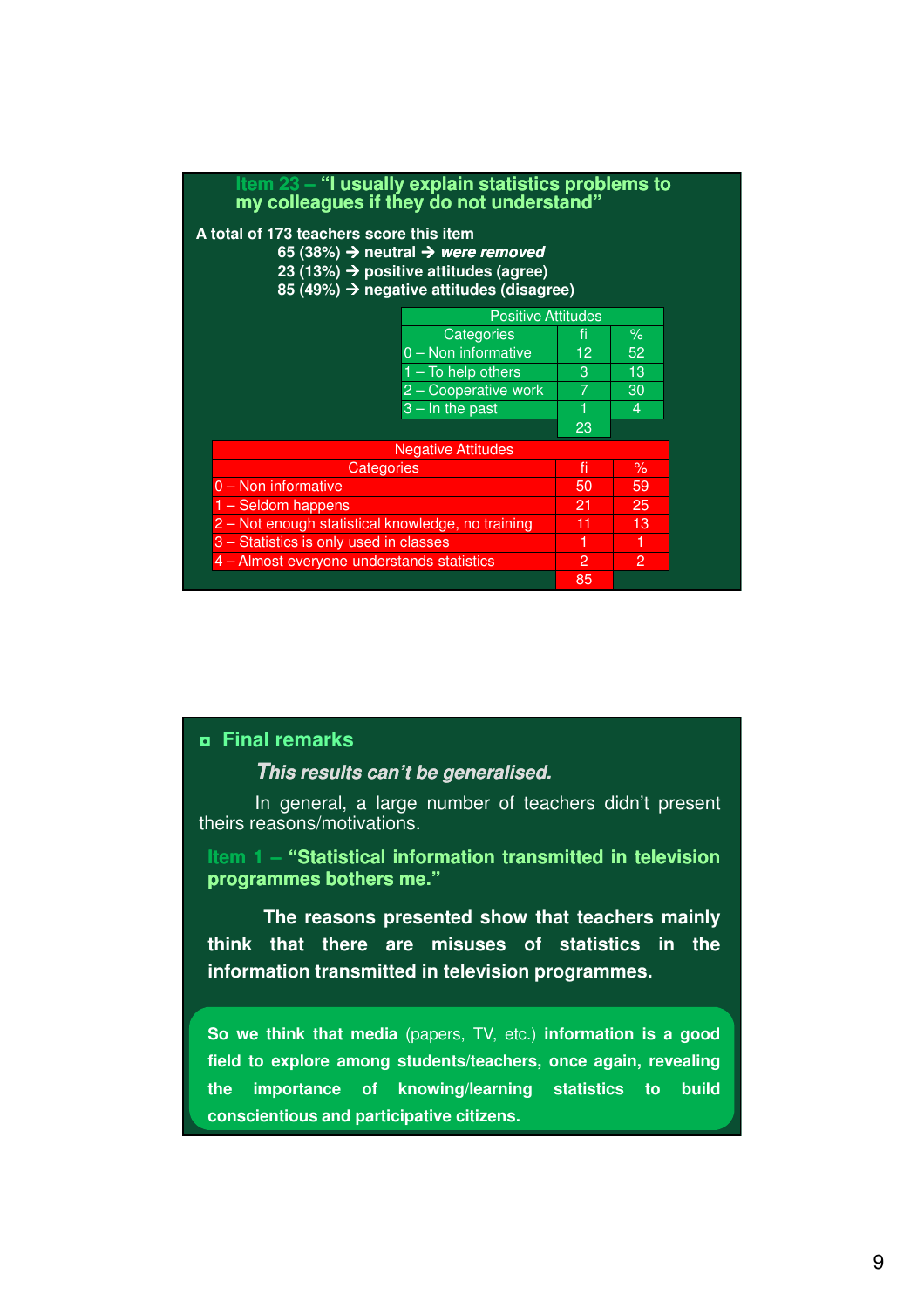## Item 23 – "I usually explain statistics problems to my colleagues if they do not understand"

**A total of 173 teachers score this item**

**65 (38%) → neutral → *were removed***
**23 (13%) → positive attitudes (agree)**
**85 (49%) → negative attitudes (disagree)**

| Positive Attitudes | | |
|---|---|---|
| Categories | fi | % |
| 0 – Non informative | 12 | 52 |
| 1 – To help others | 3 | 13 |
| 2 – Cooperative work | 7 | 30 |
| 3 – In the past | 1 | 4 |
| | 23 | |

| Negative Attitudes | | |
|---|---|---|
| Categories | fi | % |
| 0 – Non informative | 50 | 59 |
| 1 – Seldom happens | 21 | 25 |
| 2 – Not enough statistical knowledge, no training | 11 | 13 |
| 3 – Statistics is only used in classes | 1 | 1 |
| 4 – Almost everyone understands statistics | 2 | 2 |
| | 85 | |

## Final remarks

***This results can't be generalised.***

In general, a large number of teachers didn't present theirs reasons/motivations.

**Item 1 – "Statistical information transmitted in television programmes bothers me."**

**The reasons presented show that teachers mainly think that there are misuses of statistics in the information transmitted in television programmes.**

**So we think that media** (papers, TV, etc.) **information is a good field to explore among students/teachers, once again, revealing the importance of knowing/learning statistics to build conscientious and participative citizens.**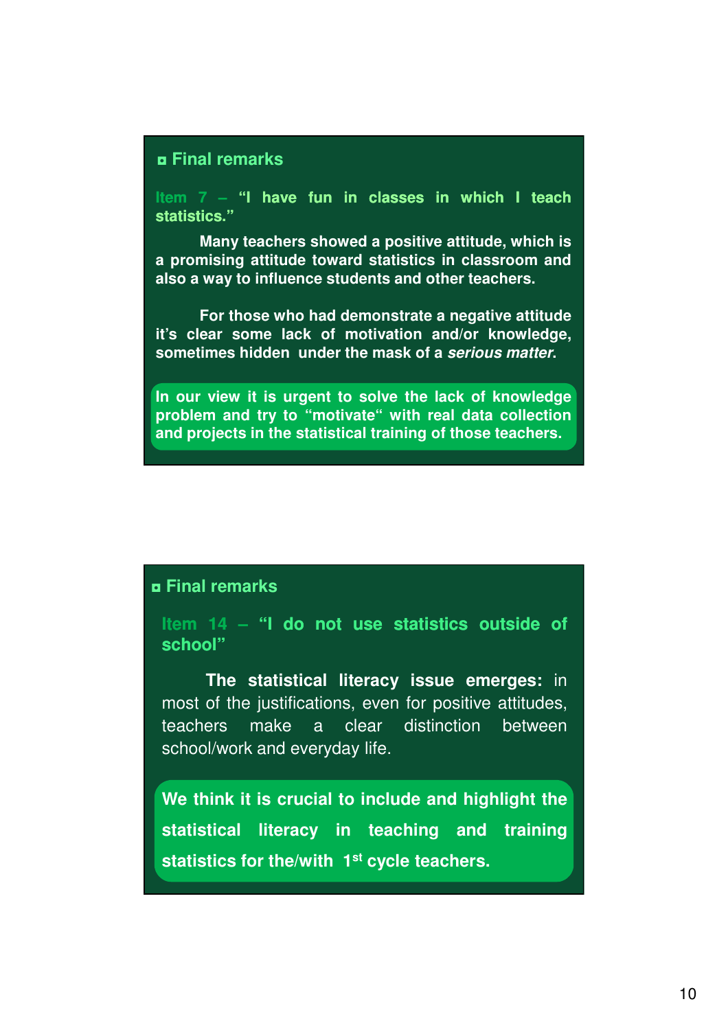## ◘ Final remarks

**Item 7 – "I have fun in classes in which I teach statistics."**

**Many teachers showed a positive attitude, which is a promising attitude toward statistics in classroom and also a way to influence students and other teachers.**

**For those who had demonstrate a negative attitude it's clear some lack of motivation and/or knowledge, sometimes hidden under the mask of a *serious matter*.**

**In our view it is urgent to solve the lack of knowledge problem and try to "motivate" with real data collection and projects in the statistical training of those teachers.**

## ◘ Final remarks

**Item 14 – "I do not use statistics outside of school"**

**The statistical literacy issue emerges:** in most of the justifications, even for positive attitudes, teachers make a clear distinction between school/work and everyday life.

**We think it is crucial to include and highlight the statistical literacy in teaching and training statistics for the/with 1st cycle teachers.**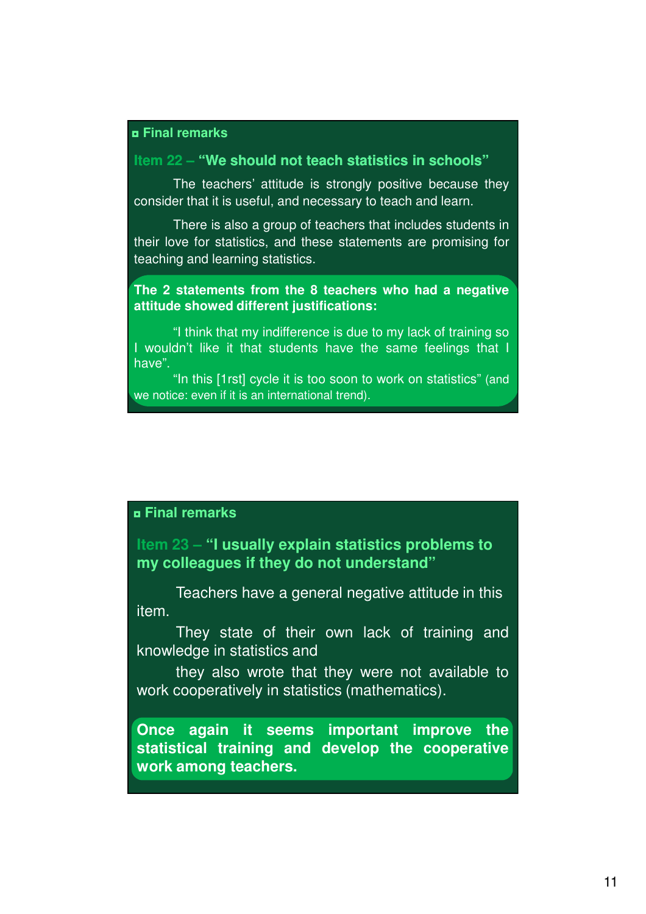## Final remarks

### Item 22 – "We should not teach statistics in schools"

The teachers' attitude is strongly positive because they consider that it is useful, and necessary to teach and learn.

There is also a group of teachers that includes students in their love for statistics, and these statements are promising for teaching and learning statistics.

**The 2 statements from the 8 teachers who had a negative attitude showed different justifications:**

"I think that my indifference is due to my lack of training so I wouldn't like it that students have the same feelings that I have".

"In this [1rst] cycle it is too soon to work on statistics" (and we notice: even if it is an international trend).

## Final remarks

### Item 23 – "I usually explain statistics problems to my colleagues if they do not understand"

Teachers have a general negative attitude in this item.

They state of their own lack of training and knowledge in statistics and

they also wrote that they were not available to work cooperatively in statistics (mathematics).

**Once again it seems important improve the statistical training and develop the cooperative work among teachers.**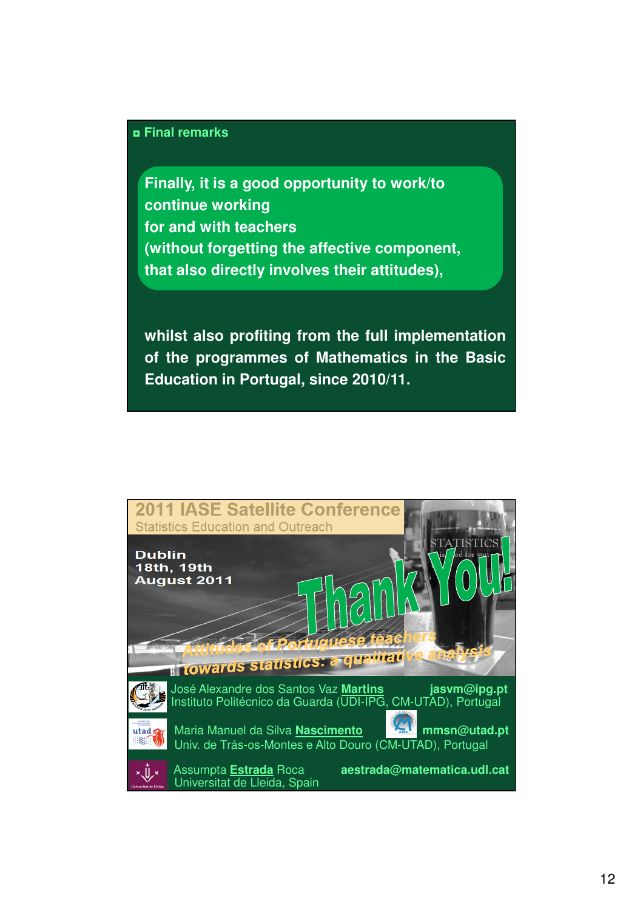## Final remarks

Finally, it is a good opportunity to work/to continue working
for and with teachers
(without forgetting the affective component, that also directly involves their attitudes),

whilst also profiting from the full implementation of the programmes of Mathematics in the Basic Education in Portugal, since 2010/11.

---

**2011 IASE Satellite Conference**
Statistics Education and Outreach

Dublin
18th, 19th
August 2011

**Thank You!**

*Attitudes of Portuguese teachers towards statistics: a qualitative analysis*

José Alexandre dos Santos Vaz **Martins** — **jasvm@ipg.pt**
Instituto Politécnico da Guarda (UDI-IPG, CM-UTAD), Portugal

Maria Manuel da Silva **Nascimento** — **mmsn@utad.pt**
Univ. de Trás-os-Montes e Alto Douro (CM-UTAD), Portugal

Assumpta **Estrada** Roca — **aestrada@matematica.udl.cat**
Universitat de Lleida, Spain